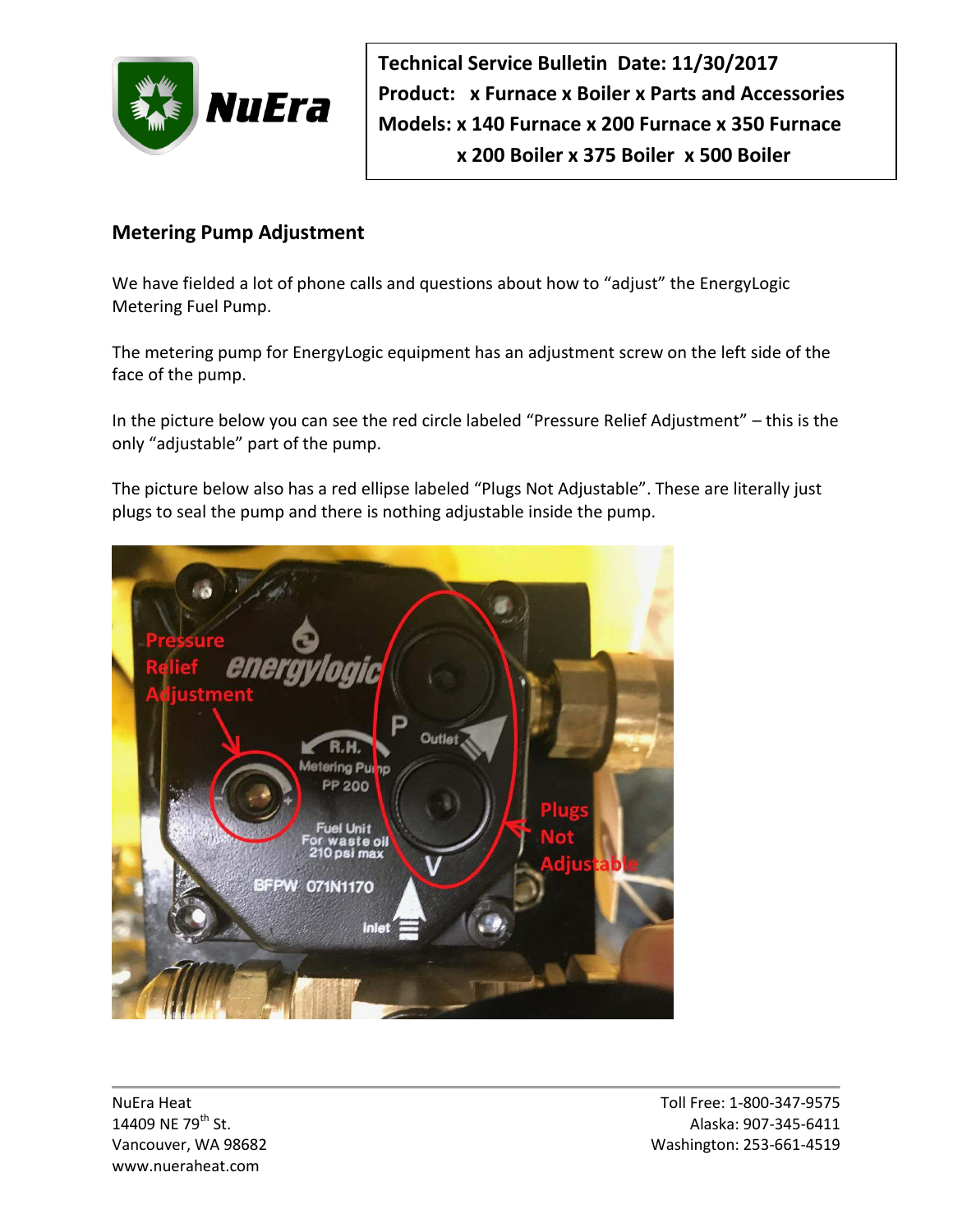**Technical Service Bulletin Date: 11/30/2017**
**Product: x Furnace x Boiler x Parts and Accessories**
**Models: x 140 Furnace x 200 Furnace x 350 Furnace x 200 Boiler x 375 Boiler x 500 Boiler**

## Metering Pump Adjustment

We have fielded a lot of phone calls and questions about how to "adjust" the EnergyLogic Metering Fuel Pump.

The metering pump for EnergyLogic equipment has an adjustment screw on the left side of the face of the pump.

In the picture below you can see the red circle labeled "Pressure Relief Adjustment" – this is the only "adjustable" part of the pump.

The picture below also has a red ellipse labeled "Plugs Not Adjustable". These are literally just plugs to seal the pump and there is nothing adjustable inside the pump.

Pressure Relief Adjustment

Plugs Not Adjustable

NuEra Heat
14409 NE 79th St.
Vancouver, WA 98682
www.nueraheat.com

Toll Free: 1-800-347-9575
Alaska: 907-345-6411
Washington: 253-661-4519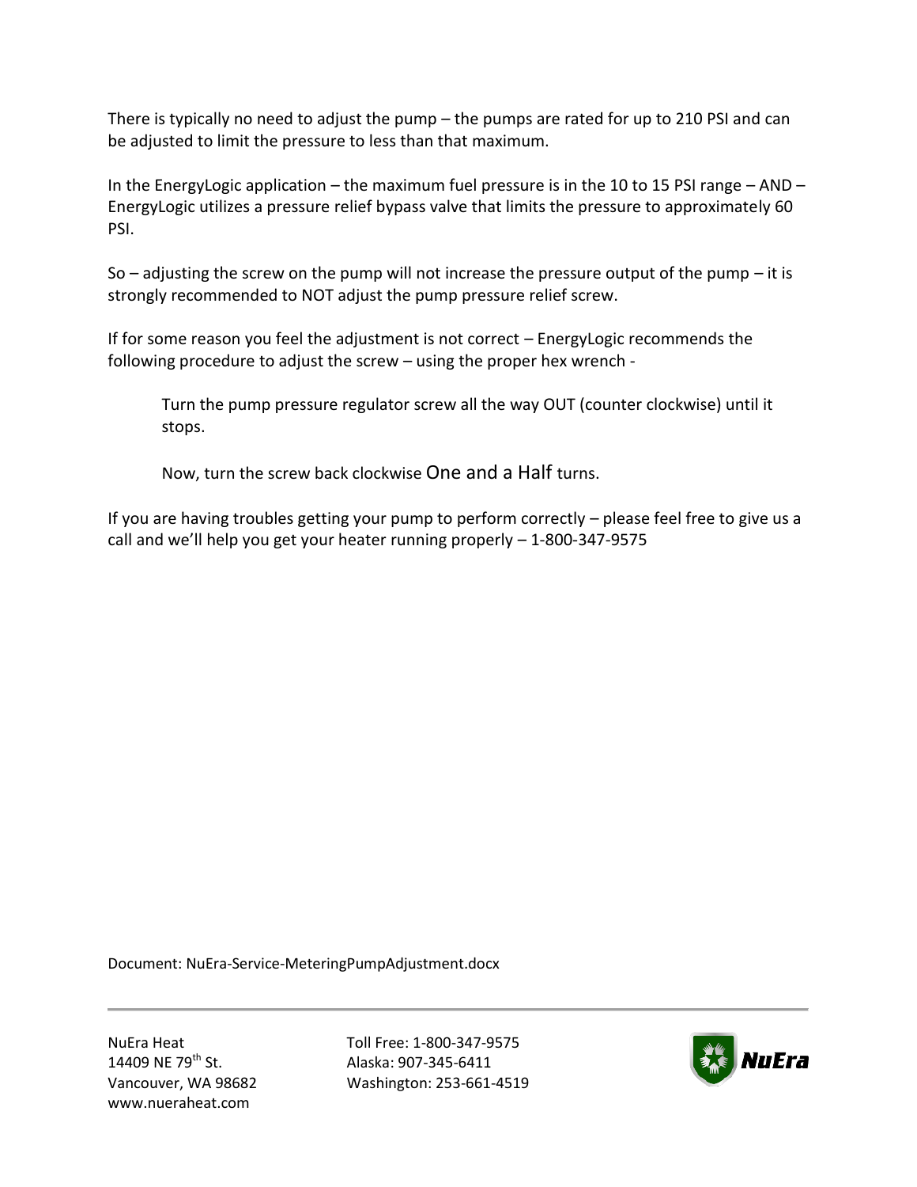There is typically no need to adjust the pump – the pumps are rated for up to 210 PSI and can be adjusted to limit the pressure to less than that maximum.

In the EnergyLogic application – the maximum fuel pressure is in the 10 to 15 PSI range – AND – EnergyLogic utilizes a pressure relief bypass valve that limits the pressure to approximately 60 PSI.

So – adjusting the screw on the pump will not increase the pressure output of the pump – it is strongly recommended to NOT adjust the pump pressure relief screw.

If for some reason you feel the adjustment is not correct – EnergyLogic recommends the following procedure to adjust the screw – using the proper hex wrench -

> Turn the pump pressure regulator screw all the way OUT (counter clockwise) until it stops.
>
> Now, turn the screw back clockwise One and a Half turns.

If you are having troubles getting your pump to perform correctly – please feel free to give us a call and we'll help you get your heater running properly – 1-800-347-9575

Document: NuEra-Service-MeteringPumpAdjustment.docx

NuEra Heat
14409 NE 79th St.
Vancouver, WA 98682
www.nueraheat.com

Toll Free: 1-800-347-9575
Alaska: 907-345-6411
Washington: 253-661-4519